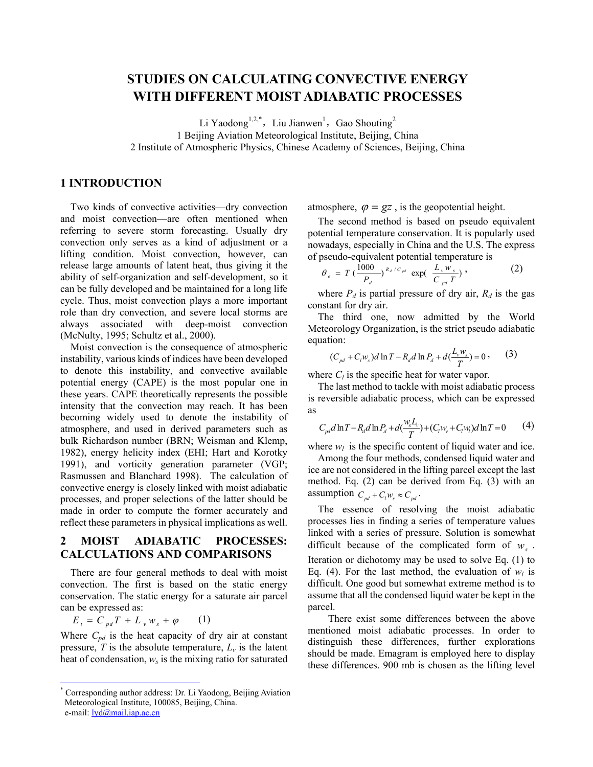# STUDIES ON CALCULATING CONVECTIVE ENERGY WITH DIFFERENT MOIST ADIABATIC PROCESSES

Li Yaodong[1,2,*], Liu Jianwen[1], Gao Shouting[2]

1 Beijing Aviation Meteorological Institute, Beijing, China

2 Institute of Atmospheric Physics, Chinese Academy of Sciences, Beijing, China

## 1 INTRODUCTION

Two kinds of convective activities—dry convection and moist convection—are often mentioned when referring to severe storm forecasting. Usually dry convection only serves as a kind of adjustment or a lifting condition. Moist convection, however, can release large amounts of latent heat, thus giving it the ability of self-organization and self-development, so it can be fully developed and be maintained for a long life cycle. Thus, moist convection plays a more important role than dry convection, and severe local storms are always associated with deep-moist convection (McNulty, 1995; Schultz et al., 2000).

Moist convection is the consequence of atmospheric instability, various kinds of indices have been developed to denote this instability, and convective available potential energy (CAPE) is the most popular one in these years. CAPE theoretically represents the possible intensity that the convection may reach. It has been becoming widely used to denote the instability of atmosphere, and used in derived parameters such as bulk Richardson number (BRN; Weisman and Klemp, 1982), energy helicity index (EHI; Hart and Korotky 1991), and vorticity generation parameter (VGP; Rasmussen and Blanchard 1998). The calculation of convective energy is closely linked with moist adiabatic processes, and proper selections of the latter should be made in order to compute the former accurately and reflect these parameters in physical implications as well.

## 2 MOIST ADIABATIC PROCESSES: CALCULATIONS AND COMPARISONS

There are four general methods to deal with moist convection. The first is based on the static energy conservation. The static energy for a saturate air parcel can be expressed as:

$$E_t = C_{pd}T + L_v w_s + \varphi \qquad (1)$$

Where $C_{pd}$ is the heat capacity of dry air at constant pressure, $T$ is the absolute temperature, $L_v$ is the latent heat of condensation, $w_s$ is the mixing ratio for saturated atmosphere, $\varphi = gz$, is the geopotential height.

The second method is based on pseudo equivalent potential temperature conservation. It is popularly used nowadays, especially in China and the U.S. The express of pseudo-equivalent potential temperature is

$$\theta_e = T\left(\frac{1000}{P_d}\right)^{R_d/C_{pd}} \exp\left(\frac{L_v w_s}{C_{pd}T}\right), \qquad (2)$$

where $P_d$ is partial pressure of dry air, $R_d$ is the gas constant for dry air.

The third one, now admitted by the World Meteorology Organization, is the strict pseudo adiabatic equation:

$$(C_{pd} + C_l w_s)d\ln T - R_d d\ln P_d + d\left(\frac{L_v w_s}{T}\right) = 0, \qquad (3)$$

where $C_l$ is the specific heat for water vapor.

The last method to tackle with moist adiabatic process is reversible adiabatic process, which can be expressed as

$$C_{pd}d\ln T - R_d d\ln P_d + d\left(\frac{w_s L_v}{T}\right) + (C_l w_v + C_l w_l)d\ln T = 0 \qquad (4)$$

where $w_l$ is the specific content of liquid water and ice.

Among the four methods, condensed liquid water and ice are not considered in the lifting parcel except the last method. Eq. (2) can be derived from Eq. (3) with an assumption $C_{pd} + C_l w_s \approx C_{pd}$.

The essence of resolving the moist adiabatic processes lies in finding a series of temperature values linked with a series of pressure. Solution is somewhat difficult because of the complicated form of $w_s$. Iteration or dichotomy may be used to solve Eq. (1) to Eq. (4). For the last method, the evaluation of $w_l$ is difficult. One good but somewhat extreme method is to assume that all the condensed liquid water be kept in the parcel.

There exist some differences between the above mentioned moist adiabatic processes. In order to distinguish these differences, further explorations should be made. Emagram is employed here to display these differences. 900 mb is chosen as the lifting level

* Corresponding author address: Dr. Li Yaodong, Beijing Aviation Meteorological Institute, 100085, Beijing, China. e-mail: lyd@mail.iap.ac.cn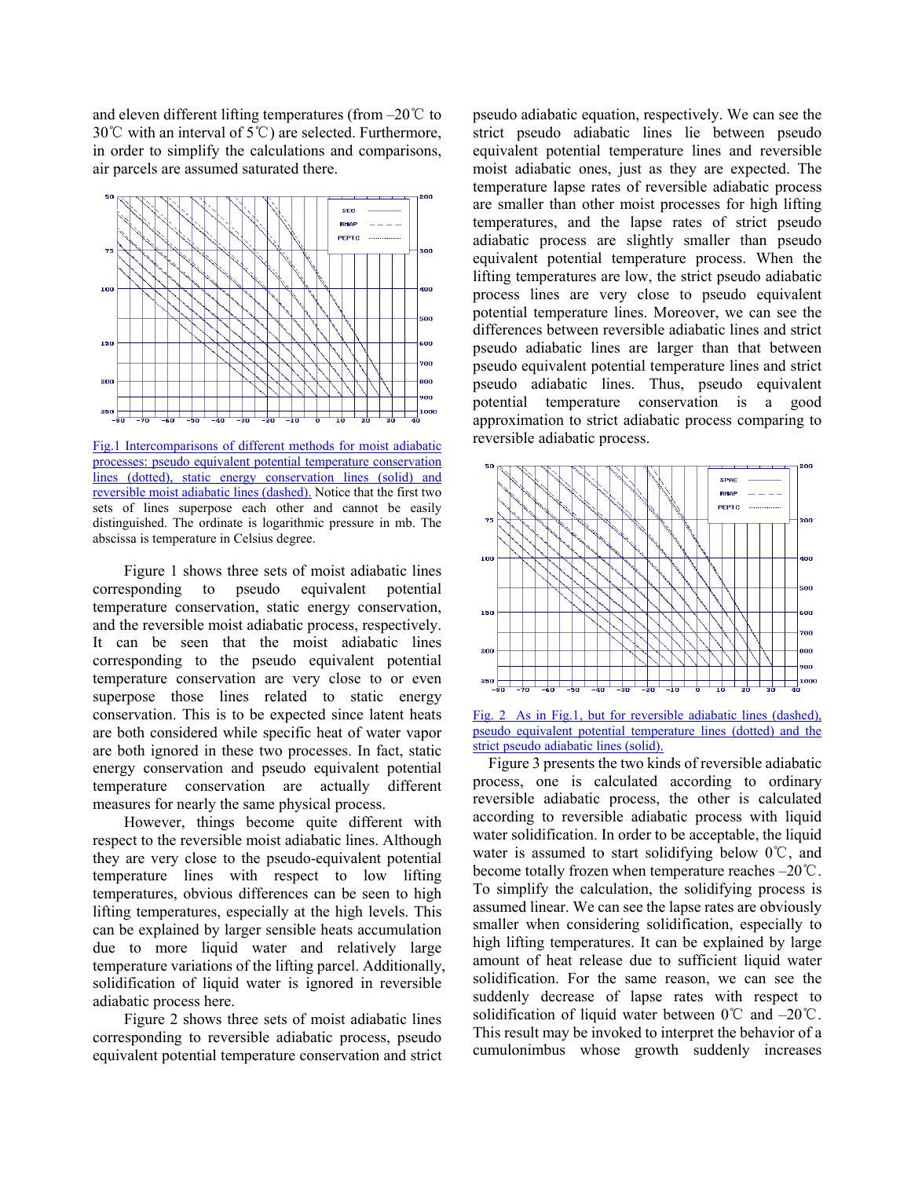and eleven different lifting temperatures (from –20℃ to 30℃ with an interval of 5℃) are selected. Furthermore, in order to simplify the calculations and comparisons, air parcels are assumed saturated there.

Fig.1 Intercomparisons of different methods for moist adiabatic processes: pseudo equivalent potential temperature conservation lines (dotted), static energy conservation lines (solid) and reversible moist adiabatic lines (dashed). Notice that the first two sets of lines superpose each other and cannot be easily distinguished. The ordinate is logarithmic pressure in mb. The abscissa is temperature in Celsius degree.

Figure 1 shows three sets of moist adiabatic lines corresponding to pseudo equivalent potential temperature conservation, static energy conservation, and the reversible moist adiabatic process, respectively. It can be seen that the moist adiabatic lines corresponding to the pseudo equivalent potential temperature conservation are very close to or even superpose those lines related to static energy conservation. This is to be expected since latent heats are both considered while specific heat of water vapor are both ignored in these two processes. In fact, static energy conservation and pseudo equivalent potential temperature conservation are actually different measures for nearly the same physical process.

However, things become quite different with respect to the reversible moist adiabatic lines. Although they are very close to the pseudo-equivalent potential temperature lines with respect to low lifting temperatures, obvious differences can be seen to high lifting temperatures, especially at the high levels. This can be explained by larger sensible heats accumulation due to more liquid water and relatively large temperature variations of the lifting parcel. Additionally, solidification of liquid water is ignored in reversible adiabatic process here.

Figure 2 shows three sets of moist adiabatic lines corresponding to reversible adiabatic process, pseudo equivalent potential temperature conservation and strict pseudo adiabatic equation, respectively. We can see the strict pseudo adiabatic lines lie between pseudo equivalent potential temperature lines and reversible moist adiabatic ones, just as they are expected. The temperature lapse rates of reversible adiabatic process are smaller than other moist processes for high lifting temperatures, and the lapse rates of strict pseudo adiabatic process are slightly smaller than pseudo equivalent potential temperature process. When the lifting temperatures are low, the strict pseudo adiabatic process lines are very close to pseudo equivalent potential temperature lines. Moreover, we can see the differences between reversible adiabatic lines and strict pseudo adiabatic lines are larger than that between pseudo equivalent potential temperature lines and strict pseudo adiabatic lines. Thus, pseudo equivalent potential temperature conservation is a good approximation to strict adiabatic process comparing to reversible adiabatic process.

Fig. 2 As in Fig.1, but for reversible adiabatic lines (dashed), pseudo equivalent potential temperature lines (dotted) and the strict pseudo adiabatic lines (solid).

Figure 3 presents the two kinds of reversible adiabatic process, one is calculated according to ordinary reversible adiabatic process, the other is calculated according to reversible adiabatic process with liquid water solidification. In order to be acceptable, the liquid water is assumed to start solidifying below 0℃, and become totally frozen when temperature reaches –20℃. To simplify the calculation, the solidifying process is assumed linear. We can see the lapse rates are obviously smaller when considering solidification, especially to high lifting temperatures. It can be explained by large amount of heat release due to sufficient liquid water solidification. For the same reason, we can see the suddenly decrease of lapse rates with respect to solidification of liquid water between 0℃ and –20℃. This result may be invoked to interpret the behavior of a cumulonimbus whose growth suddenly increases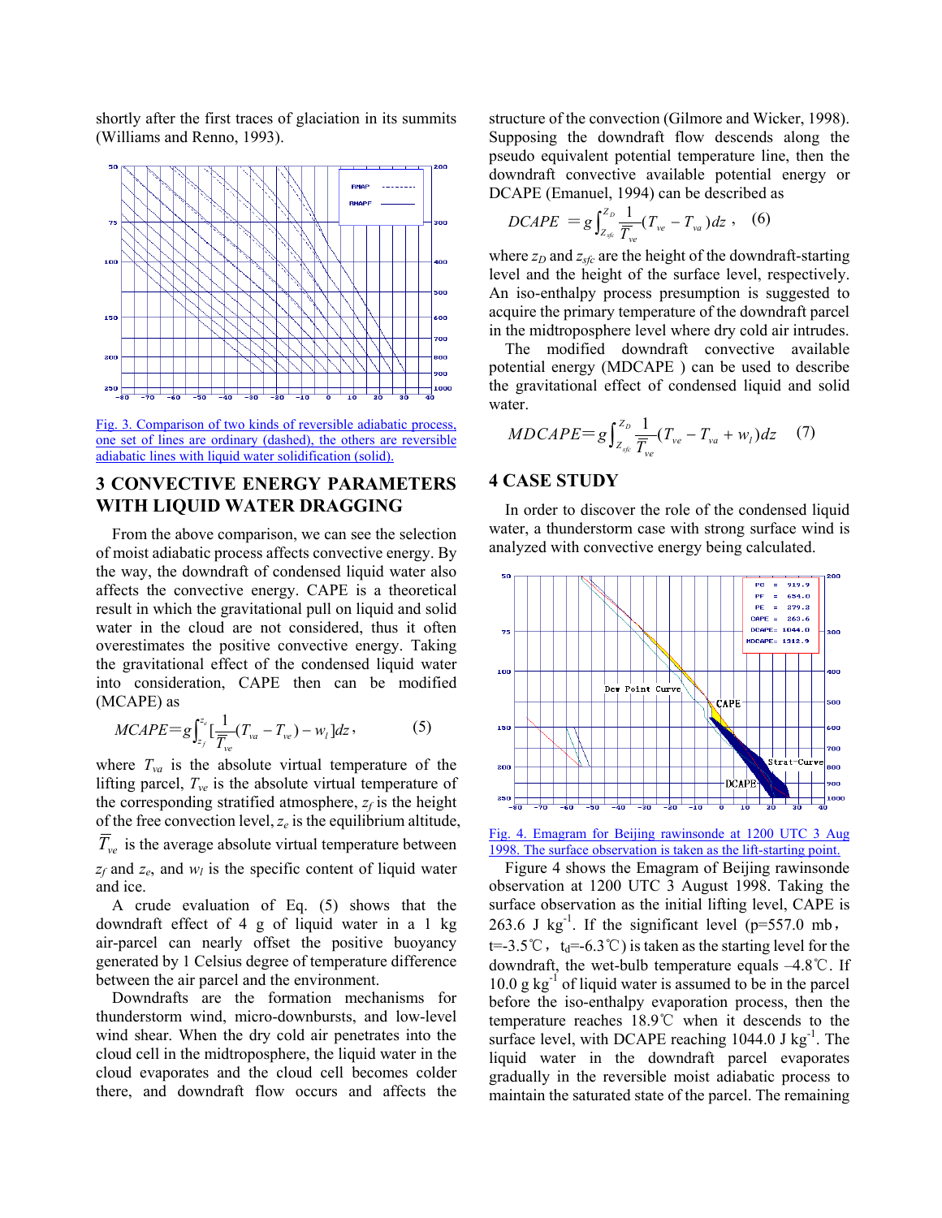shortly after the first traces of glaciation in its summits (Williams and Renno, 1993).

Fig. 3. Comparison of two kinds of reversible adiabatic process, one set of lines are ordinary (dashed), the others are reversible adiabatic lines with liquid water solidification (solid).

## 3 CONVECTIVE ENERGY PARAMETERS WITH LIQUID WATER DRAGGING

From the above comparison, we can see the selection of moist adiabatic process affects convective energy. By the way, the downdraft of condensed liquid water also affects the convective energy. CAPE is a theoretical result in which the gravitational pull on liquid and solid water in the cloud are not considered, thus it often overestimates the positive convective energy. Taking the gravitational effect of the condensed liquid water into consideration, CAPE then can be modified (MCAPE) as

$$MCAPE = g\int_{z_f}^{z_e}\left[\frac{1}{\overline{T}_{ve}}(T_{va}-T_{ve})-w_l\right]dz\,, \qquad (5)$$

where $T_{va}$ is the absolute virtual temperature of the lifting parcel, $T_{ve}$ is the absolute virtual temperature of the corresponding stratified atmosphere, $z_f$ is the height of the free convection level, $z_e$ is the equilibrium altitude, $\overline{T}_{ve}$ is the average absolute virtual temperature between $z_f$ and $z_e$, and $w_l$ is the specific content of liquid water and ice.

A crude evaluation of Eq. (5) shows that the downdraft effect of 4 g of liquid water in a 1 kg air-parcel can nearly offset the positive buoyancy generated by 1 Celsius degree of temperature difference between the air parcel and the environment.

Downdrafts are the formation mechanisms for thunderstorm wind, micro-downbursts, and low-level wind shear. When the dry cold air penetrates into the cloud cell in the midtroposphere, the liquid water in the cloud evaporates and the cloud cell becomes colder there, and downdraft flow occurs and affects the structure of the convection (Gilmore and Wicker, 1998). Supposing the downdraft flow descends along the pseudo equivalent potential temperature line, then the downdraft convective available potential energy or DCAPE (Emanuel, 1994) can be described as

$$DCAPE = g\int_{Z_{sfc}}^{Z_D}\frac{1}{\overline{T}_{ve}}(T_{ve}-T_{va})dz\,, \qquad (6)$$

where $z_D$ and $z_{sfc}$ are the height of the downdraft-starting level and the height of the surface level, respectively. An iso-enthalpy process presumption is suggested to acquire the primary temperature of the downdraft parcel in the midtroposphere level where dry cold air intrudes.

The modified downdraft convective available potential energy (MDCAPE ) can be used to describe the gravitational effect of condensed liquid and solid water.

$$MDCAPE = g\int_{Z_{sfc}}^{Z_D}\frac{1}{\overline{T}_{ve}}(T_{ve}-T_{va}+w_l)dz \qquad (7)$$

## 4 CASE STUDY

In order to discover the role of the condensed liquid water, a thunderstorm case with strong surface wind is analyzed with convective energy being calculated.

Fig. 4. Emagram for Beijing rawinsonde at 1200 UTC 3 Aug 1998. The surface observation is taken as the lift-starting point.

Figure 4 shows the Emagram of Beijing rawinsonde observation at 1200 UTC 3 August 1998. Taking the surface observation as the initial lifting level, CAPE is 263.6 J kg$^{-1}$. If the significant level (p=557.0 mb，t=-3.5℃，$t_d$=-6.3℃) is taken as the starting level for the downdraft, the wet-bulb temperature equals –4.8℃. If 10.0 g kg$^{-1}$ of liquid water is assumed to be in the parcel before the iso-enthalpy evaporation process, then the temperature reaches 18.9℃ when it descends to the surface level, with DCAPE reaching 1044.0 J kg$^{-1}$. The liquid water in the downdraft parcel evaporates gradually in the reversible moist adiabatic process to maintain the saturated state of the parcel. The remaining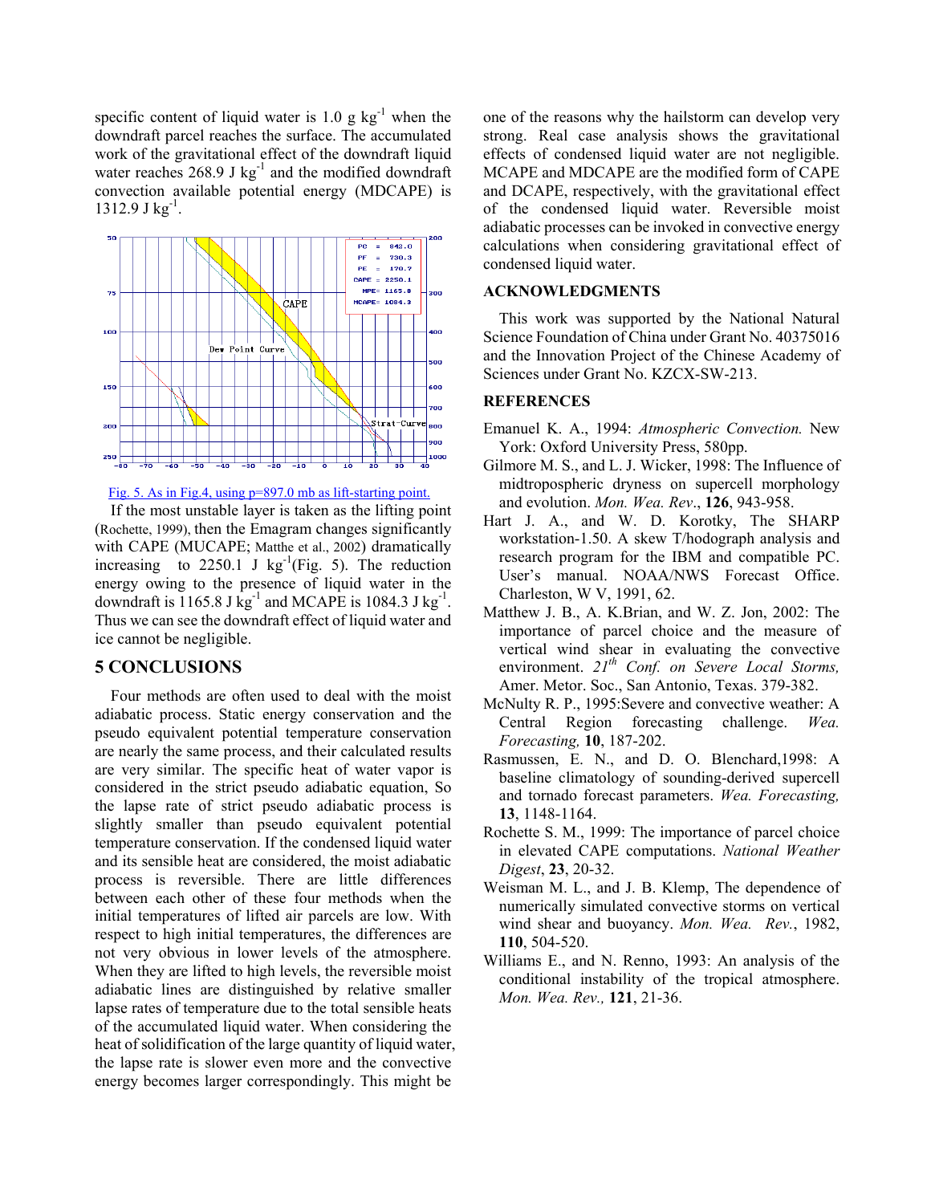specific content of liquid water is 1.0 g kg$^{-1}$ when the downdraft parcel reaches the surface. The accumulated work of the gravitational effect of the downdraft liquid water reaches 268.9 J kg$^{-1}$ and the modified downdraft convection available potential energy (MDCAPE) is 1312.9 J kg$^{-1}$.

PB = 842.0
PF = 730.3
PE = 170.7
CAPE = 2250.1
MPE= 1165.8
MCAPE= 1084.3

CAPE

Dew Point Curve

Strat-Curve

50
75
100
150
200
250

200
300
400
500
600
700
800
900
1000

-80 -70 -60 -50 -40 -30 -20 -10 0 10 20 30 40

Fig. 5. As in Fig.4, using p=897.0 mb as lift-starting point.

If the most unstable layer is taken as the lifting point (Rochette, 1999), then the Emagram changes significantly with CAPE (MUCAPE; Matthe et al., 2002) dramatically increasing to 2250.1 J kg$^{-1}$(Fig. 5). The reduction energy owing to the presence of liquid water in the downdraft is 1165.8 J kg$^{-1}$ and MCAPE is 1084.3 J kg$^{-1}$. Thus we can see the downdraft effect of liquid water and ice cannot be negligible.

## 5 CONCLUSIONS

Four methods are often used to deal with the moist adiabatic process. Static energy conservation and the pseudo equivalent potential temperature conservation are nearly the same process, and their calculated results are very similar. The specific heat of water vapor is considered in the strict pseudo adiabatic equation, So the lapse rate of strict pseudo adiabatic process is slightly smaller than pseudo equivalent potential temperature conservation. If the condensed liquid water and its sensible heat are considered, the moist adiabatic process is reversible. There are little differences between each other of these four methods when the initial temperatures of lifted air parcels are low. With respect to high initial temperatures, the differences are not very obvious in lower levels of the atmosphere. When they are lifted to high levels, the reversible moist adiabatic lines are distinguished by relative smaller lapse rates of temperature due to the total sensible heats of the accumulated liquid water. When considering the heat of solidification of the large quantity of liquid water, the lapse rate is slower even more and the convective energy becomes larger correspondingly. This might be one of the reasons why the hailstorm can develop very strong. Real case analysis shows the gravitational effects of condensed liquid water are not negligible. MCAPE and MDCAPE are the modified form of CAPE and DCAPE, respectively, with the gravitational effect of the condensed liquid water. Reversible moist adiabatic processes can be invoked in convective energy calculations when considering gravitational effect of condensed liquid water.

## ACKNOWLEDGMENTS

This work was supported by the National Natural Science Foundation of China under Grant No. 40375016 and the Innovation Project of the Chinese Academy of Sciences under Grant No. KZCX-SW-213.

## REFERENCES

Emanuel K. A., 1994: *Atmospheric Convection.* New York: Oxford University Press, 580pp.

Gilmore M. S., and L. J. Wicker, 1998: The Influence of midtropospheric dryness on supercell morphology and evolution. *Mon. Wea. Rev*., **126**, 943-958.

Hart J. A., and W. D. Korotky, The SHARP workstation-1.50. A skew T/hodograph analysis and research program for the IBM and compatible PC. User's manual. NOAA/NWS Forecast Office. Charleston, W V, 1991, 62.

Matthew J. B., A. K.Brian, and W. Z. Jon, 2002: The importance of parcel choice and the measure of vertical wind shear in evaluating the convective environment. *21$^{th}$ Conf. on Severe Local Storms,* Amer. Metor. Soc., San Antonio, Texas. 379-382.

McNulty R. P., 1995:Severe and convective weather: A Central Region forecasting challenge. *Wea. Forecasting,* **10**, 187-202.

Rasmussen, E. N., and D. O. Blenchard,1998: A baseline climatology of sounding-derived supercell and tornado forecast parameters. *Wea. Forecasting,* **13**, 1148-1164.

Rochette S. M., 1999: The importance of parcel choice in elevated CAPE computations. *National Weather Digest*, **23**, 20-32.

Weisman M. L., and J. B. Klemp, The dependence of numerically simulated convective storms on vertical wind shear and buoyancy. *Mon. Wea. Rev.*, 1982, **110**, 504-520.

Williams E., and N. Renno, 1993: An analysis of the conditional instability of the tropical atmosphere. *Mon. Wea. Rev.,* **121**, 21-36.